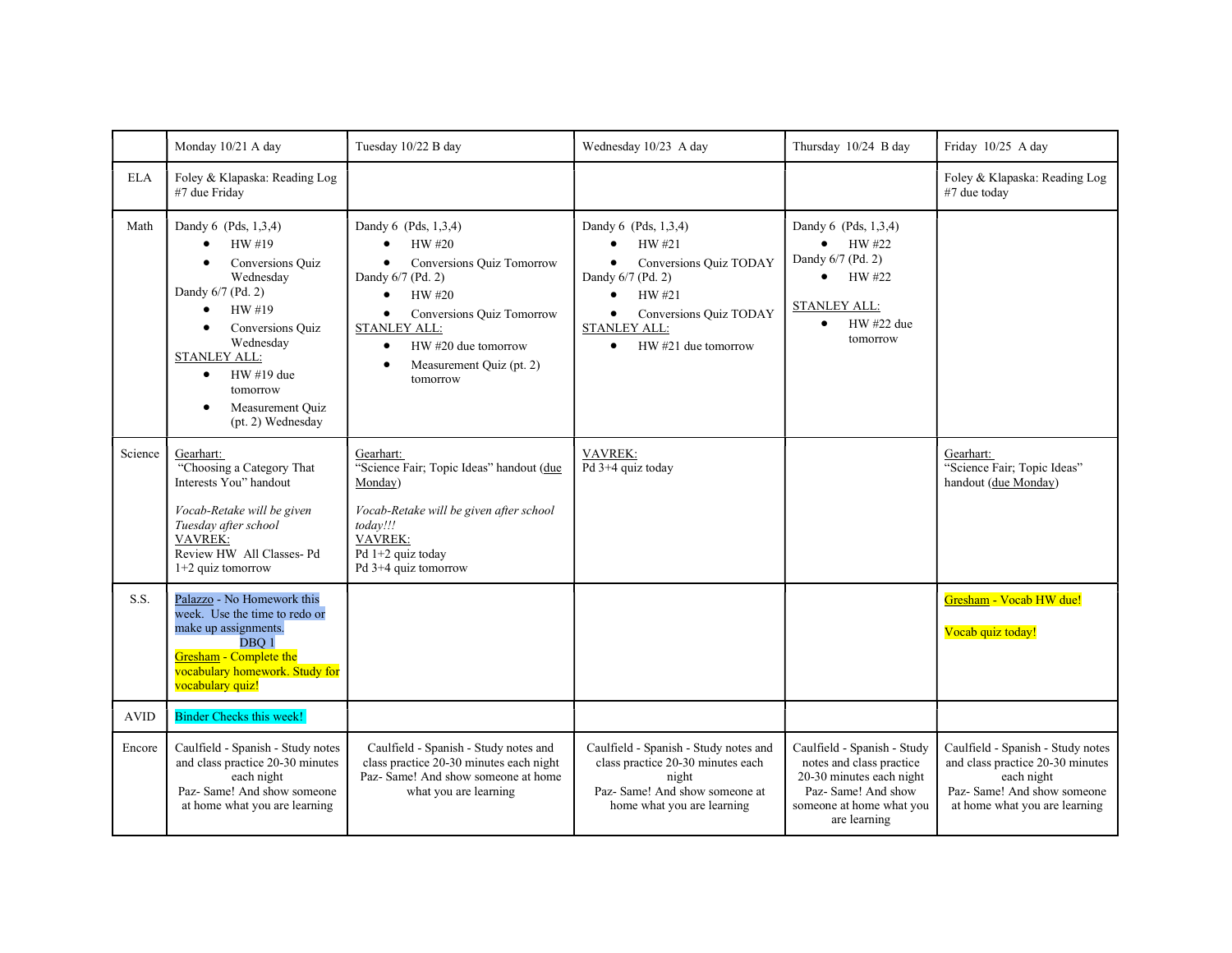| | Monday 10/21 A day | Tuesday 10/22 B day | Wednesday 10/23 A day | Thursday 10/24 B day | Friday 10/25 A day |
|---|---|---|---|---|---|
| ELA | Foley & Klapaska: Reading Log #7 due Friday | | | | Foley & Klapaska: Reading Log #7 due today |
| Math | Dandy 6 (Pds, 1,3,4)<br>• HW #19<br>• Conversions Quiz Wednesday<br>Dandy 6/7 (Pd. 2)<br>• HW #19<br>• Conversions Quiz Wednesday<br>STANLEY ALL:<br>• HW #19 due tomorrow<br>• Measurement Quiz (pt. 2) Wednesday | Dandy 6 (Pds, 1,3,4)<br>• HW #20<br>• Conversions Quiz Tomorrow<br>Dandy 6/7 (Pd. 2)<br>• HW #20<br>• Conversions Quiz Tomorrow<br>STANLEY ALL:<br>• HW #20 due tomorrow<br>• Measurement Quiz (pt. 2) tomorrow | Dandy 6 (Pds, 1,3,4)<br>• HW #21<br>• Conversions Quiz TODAY<br>Dandy 6/7 (Pd. 2)<br>• HW #21<br>• Conversions Quiz TODAY<br>STANLEY ALL:<br>• HW #21 due tomorrow | Dandy 6 (Pds, 1,3,4)<br>• HW #22<br>Dandy 6/7 (Pd. 2)<br>• HW #22<br>STANLEY ALL:<br>• HW #22 due tomorrow | |
| Science | Gearhart:<br>"Choosing a Category That Interests You" handout<br>*Vocab-Retake will be given Tuesday after school*<br>VAVREK:<br>Review HW All Classes- Pd 1+2 quiz tomorrow | Gearhart:<br>"Science Fair; Topic Ideas" handout (due Monday)<br>*Vocab-Retake will be given after school today!!!*<br>VAVREK:<br>Pd 1+2 quiz today<br>Pd 3+4 quiz tomorrow | VAVREK:<br>Pd 3+4 quiz today | | Gearhart:<br>"Science Fair; Topic Ideas" handout (due Monday) |
| S.S. | Palazzo - No Homework this week. Use the time to redo or make up assignments.<br>DBQ 1<br>Gresham - Complete the vocabulary homework. Study for vocabulary quiz! | | | | Gresham - Vocab HW due!<br>Vocab quiz today! |
| AVID | Binder Checks this week! | | | | |
| Encore | Caulfield - Spanish - Study notes and class practice 20-30 minutes each night<br>Paz- Same! And show someone at home what you are learning | Caulfield - Spanish - Study notes and class practice 20-30 minutes each night<br>Paz- Same! And show someone at home what you are learning | Caulfield - Spanish - Study notes and class practice 20-30 minutes each night<br>Paz- Same! And show someone at home what you are learning | Caulfield - Spanish - Study notes and class practice 20-30 minutes each night<br>Paz- Same! And show someone at home what you are learning | Caulfield - Spanish - Study notes and class practice 20-30 minutes each night<br>Paz- Same! And show someone at home what you are learning |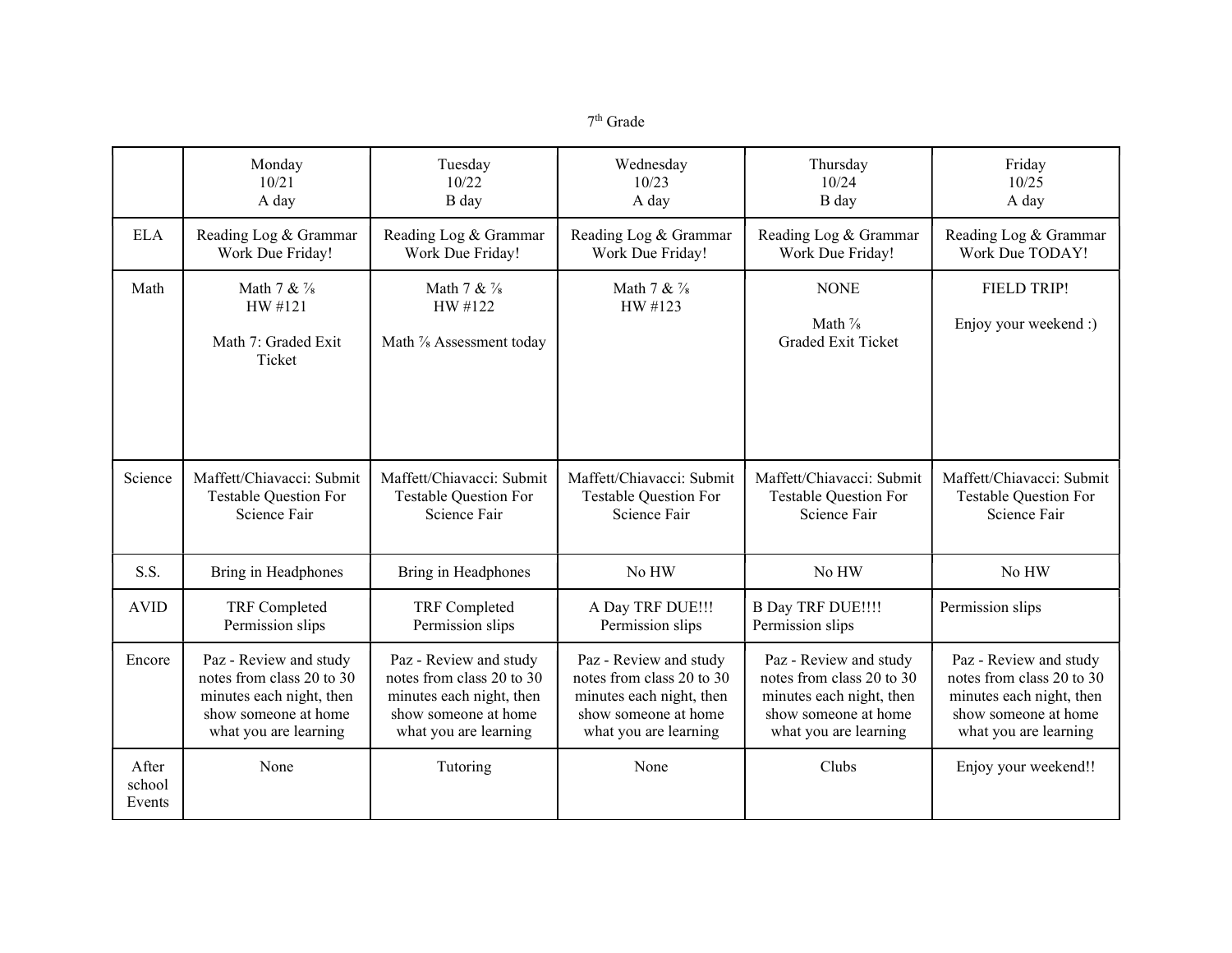7th Grade

| | Monday 10/21 A day | Tuesday 10/22 B day | Wednesday 10/23 A day | Thursday 10/24 B day | Friday 10/25 A day |
|---|---|---|---|---|---|
| ELA | Reading Log & Grammar Work Due Friday! | Reading Log & Grammar Work Due Friday! | Reading Log & Grammar Work Due Friday! | Reading Log & Grammar Work Due Friday! | Reading Log & Grammar Work Due TODAY! |
| Math | Math 7 & 7/8 HW #121<br><br>Math 7: Graded Exit Ticket | Math 7 & 7/8 HW #122<br><br>Math 7/8 Assessment today | Math 7 & 7/8 HW #123 | NONE<br><br>Math 7/8 Graded Exit Ticket | FIELD TRIP!<br><br>Enjoy your weekend :) |
| Science | Maffett/Chiavacci: Submit Testable Question For Science Fair | Maffett/Chiavacci: Submit Testable Question For Science Fair | Maffett/Chiavacci: Submit Testable Question For Science Fair | Maffett/Chiavacci: Submit Testable Question For Science Fair | Maffett/Chiavacci: Submit Testable Question For Science Fair |
| S.S. | Bring in Headphones | Bring in Headphones | No HW | No HW | No HW |
| AVID | TRF Completed Permission slips | TRF Completed Permission slips | A Day TRF DUE!!! Permission slips | B Day TRF DUE!!!! Permission slips | Permission slips |
| Encore | Paz - Review and study notes from class 20 to 30 minutes each night, then show someone at home what you are learning | Paz - Review and study notes from class 20 to 30 minutes each night, then show someone at home what you are learning | Paz - Review and study notes from class 20 to 30 minutes each night, then show someone at home what you are learning | Paz - Review and study notes from class 20 to 30 minutes each night, then show someone at home what you are learning | Paz - Review and study notes from class 20 to 30 minutes each night, then show someone at home what you are learning |
| After school Events | None | Tutoring | None | Clubs | Enjoy your weekend!! |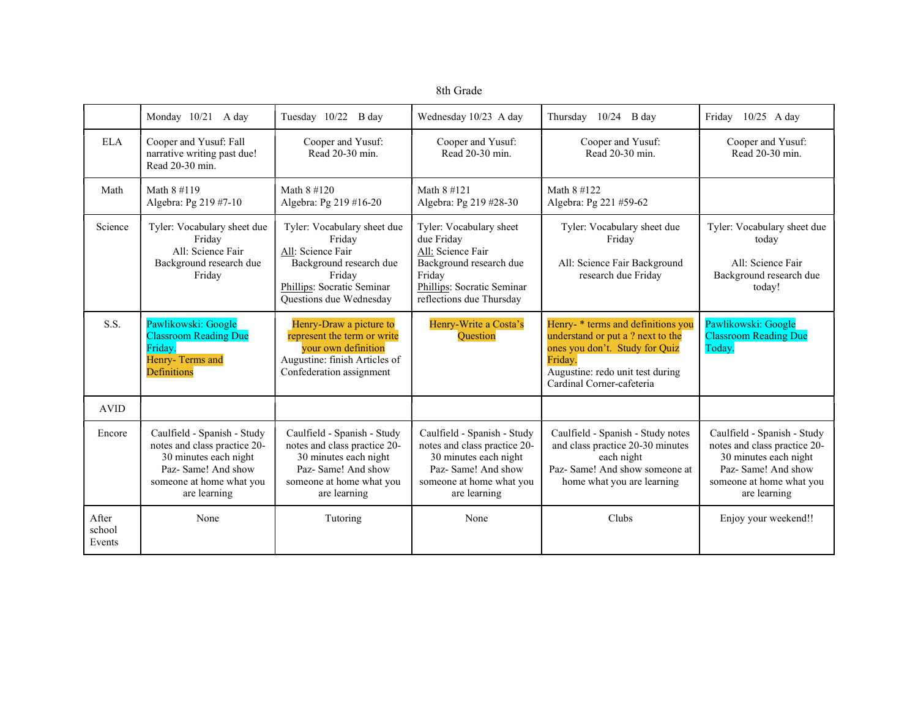8th Grade

| | Monday 10/21 A day | Tuesday 10/22 B day | Wednesday 10/23 A day | Thursday 10/24 B day | Friday 10/25 A day |
|---|---|---|---|---|---|
| ELA | Cooper and Yusuf: Fall narrative writing past due! Read 20-30 min. | Cooper and Yusuf: Read 20-30 min. | Cooper and Yusuf: Read 20-30 min. | Cooper and Yusuf: Read 20-30 min. | Cooper and Yusuf: Read 20-30 min. |
| Math | Math 8 #119<br>Algebra: Pg 219 #7-10 | Math 8 #120<br>Algebra: Pg 219 #16-20 | Math 8 #121<br>Algebra: Pg 219 #28-30 | Math 8 #122<br>Algebra: Pg 221 #59-62 | |
| Science | Tyler: Vocabulary sheet due Friday<br>All: Science Fair Background research due Friday | Tyler: Vocabulary sheet due Friday<br>All: Science Fair Background research due Friday<br>Phillips: Socratic Seminar Questions due Wednesday | Tyler: Vocabulary sheet due Friday<br>All: Science Fair Background research due Friday<br>Phillips: Socratic Seminar reflections due Thursday | Tyler: Vocabulary sheet due Friday<br>All: Science Fair Background research due Friday | Tyler: Vocabulary sheet due today<br>All: Science Fair Background research due today! |
| S.S. | Pawlikowski: Google Classroom Reading Due Friday.<br>Henry- Terms and Definitions | Henry-Draw a picture to represent the term or write your own definition<br>Augustine: finish Articles of Confederation assignment | Henry-Write a Costa's Question | Henry- * terms and definitions you understand or put a ? next to the ones you don't. Study for Quiz Friday.<br>Augustine: redo unit test during Cardinal Corner-cafeteria | Pawlikowski: Google Classroom Reading Due Today. |
| AVID | | | | | |
| Encore | Caulfield - Spanish - Study notes and class practice 20-30 minutes each night<br>Paz- Same! And show someone at home what you are learning | Caulfield - Spanish - Study notes and class practice 20-30 minutes each night<br>Paz- Same! And show someone at home what you are learning | Caulfield - Spanish - Study notes and class practice 20-30 minutes each night<br>Paz- Same! And show someone at home what you are learning | Caulfield - Spanish - Study notes and class practice 20-30 minutes each night<br>Paz- Same! And show someone at home what you are learning | Caulfield - Spanish - Study notes and class practice 20-30 minutes each night<br>Paz- Same! And show someone at home what you are learning |
| After school Events | None | Tutoring | None | Clubs | Enjoy your weekend!! |